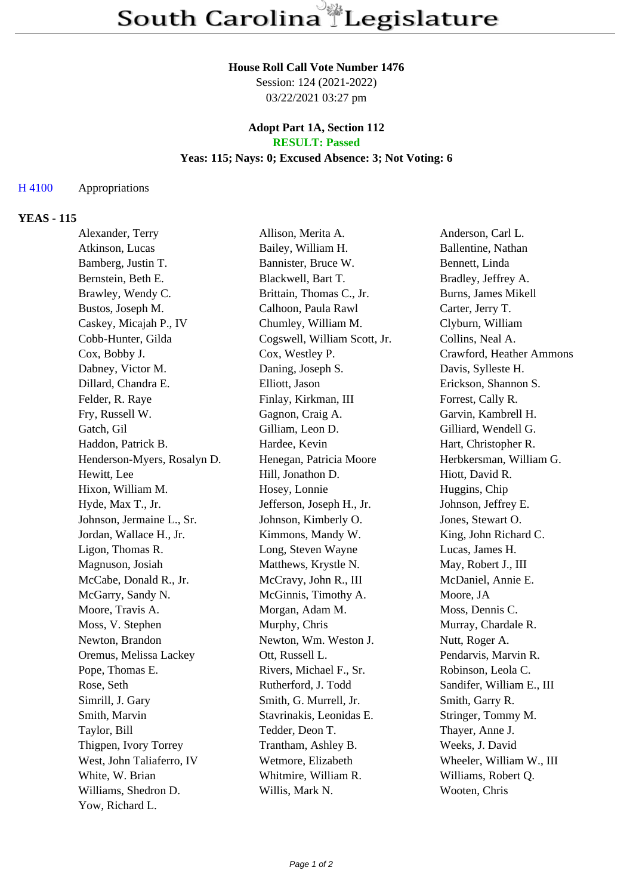# South Carolina Legislature

**House Roll Call Vote Number 1476**
Session: 124 (2021-2022)
03/22/2021 03:27 pm

**Adopt Part 1A, Section 112**
**RESULT: Passed**
**Yeas: 115; Nays: 0; Excused Absence: 3; Not Voting: 6**

H 4100 Appropriations

## YEAS - 115

| | | |
|---|---|---|
| Alexander, Terry | Allison, Merita A. | Anderson, Carl L. |
| Atkinson, Lucas | Bailey, William H. | Ballentine, Nathan |
| Bamberg, Justin T. | Bannister, Bruce W. | Bennett, Linda |
| Bernstein, Beth E. | Blackwell, Bart T. | Bradley, Jeffrey A. |
| Brawley, Wendy C. | Brittain, Thomas C., Jr. | Burns, James Mikell |
| Bustos, Joseph M. | Calhoon, Paula Rawl | Carter, Jerry T. |
| Caskey, Micajah P., IV | Chumley, William M. | Clyburn, William |
| Cobb-Hunter, Gilda | Cogswell, William Scott, Jr. | Collins, Neal A. |
| Cox, Bobby J. | Cox, Westley P. | Crawford, Heather Ammons |
| Dabney, Victor M. | Daning, Joseph S. | Davis, Sylleste H. |
| Dillard, Chandra E. | Elliott, Jason | Erickson, Shannon S. |
| Felder, R. Raye | Finlay, Kirkman, III | Forrest, Cally R. |
| Fry, Russell W. | Gagnon, Craig A. | Garvin, Kambrell H. |
| Gatch, Gil | Gilliam, Leon D. | Gilliard, Wendell G. |
| Haddon, Patrick B. | Hardee, Kevin | Hart, Christopher R. |
| Henderson-Myers, Rosalyn D. | Henegan, Patricia Moore | Herbkersman, William G. |
| Hewitt, Lee | Hill, Jonathon D. | Hiott, David R. |
| Hixon, William M. | Hosey, Lonnie | Huggins, Chip |
| Hyde, Max T., Jr. | Jefferson, Joseph H., Jr. | Johnson, Jeffrey E. |
| Johnson, Jermaine L., Sr. | Johnson, Kimberly O. | Jones, Stewart O. |
| Jordan, Wallace H., Jr. | Kimmons, Mandy W. | King, John Richard C. |
| Ligon, Thomas R. | Long, Steven Wayne | Lucas, James H. |
| Magnuson, Josiah | Matthews, Krystle N. | May, Robert J., III |
| McCabe, Donald R., Jr. | McCravy, John R., III | McDaniel, Annie E. |
| McGarry, Sandy N. | McGinnis, Timothy A. | Moore, JA |
| Moore, Travis A. | Morgan, Adam M. | Moss, Dennis C. |
| Moss, V. Stephen | Murphy, Chris | Murray, Chardale R. |
| Newton, Brandon | Newton, Wm. Weston J. | Nutt, Roger A. |
| Oremus, Melissa Lackey | Ott, Russell L. | Pendarvis, Marvin R. |
| Pope, Thomas E. | Rivers, Michael F., Sr. | Robinson, Leola C. |
| Rose, Seth | Rutherford, J. Todd | Sandifer, William E., III |
| Simrill, J. Gary | Smith, G. Murrell, Jr. | Smith, Garry R. |
| Smith, Marvin | Stavrinakis, Leonidas E. | Stringer, Tommy M. |
| Taylor, Bill | Tedder, Deon T. | Thayer, Anne J. |
| Thigpen, Ivory Torrey | Trantham, Ashley B. | Weeks, J. David |
| West, John Taliaferro, IV | Wetmore, Elizabeth | Wheeler, William W., III |
| White, W. Brian | Whitmire, William R. | Williams, Robert Q. |
| Williams, Shedron D. | Willis, Mark N. | Wooten, Chris |
| Yow, Richard L. | | |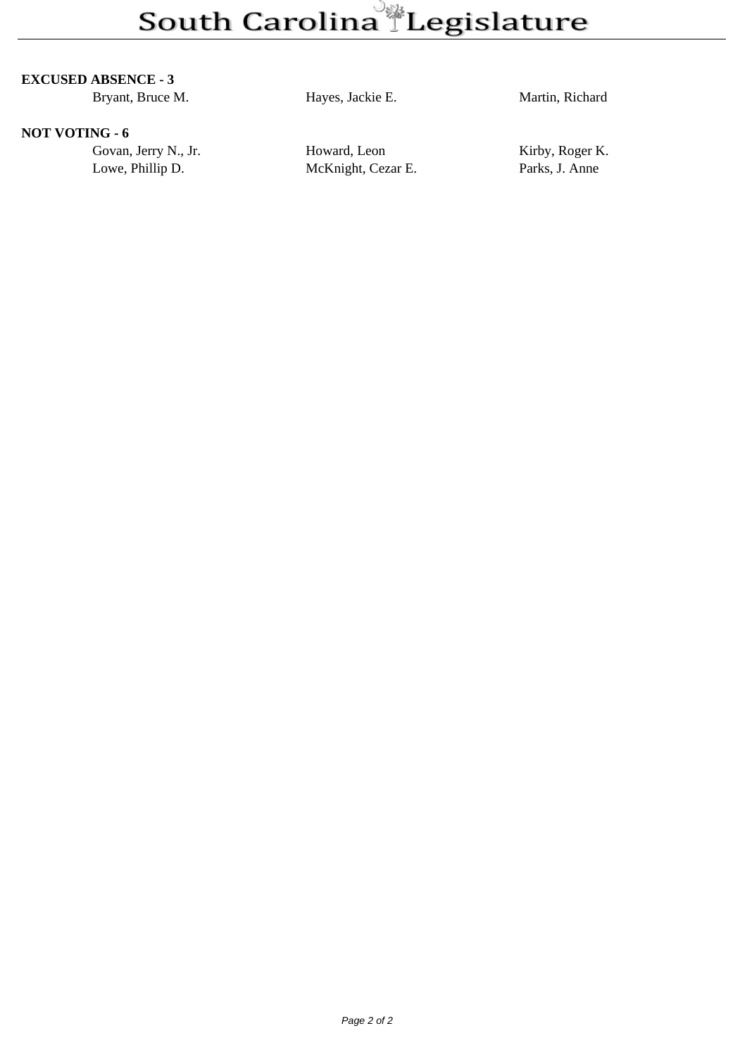**EXCUSED ABSENCE - 3**

| | | |
|---|---|---|
| Bryant, Bruce M. | Hayes, Jackie E. | Martin, Richard |

**NOT VOTING - 6**

| | | |
|---|---|---|
| Govan, Jerry N., Jr. | Howard, Leon | Kirby, Roger K. |
| Lowe, Phillip D. | McKnight, Cezar E. | Parks, J. Anne |